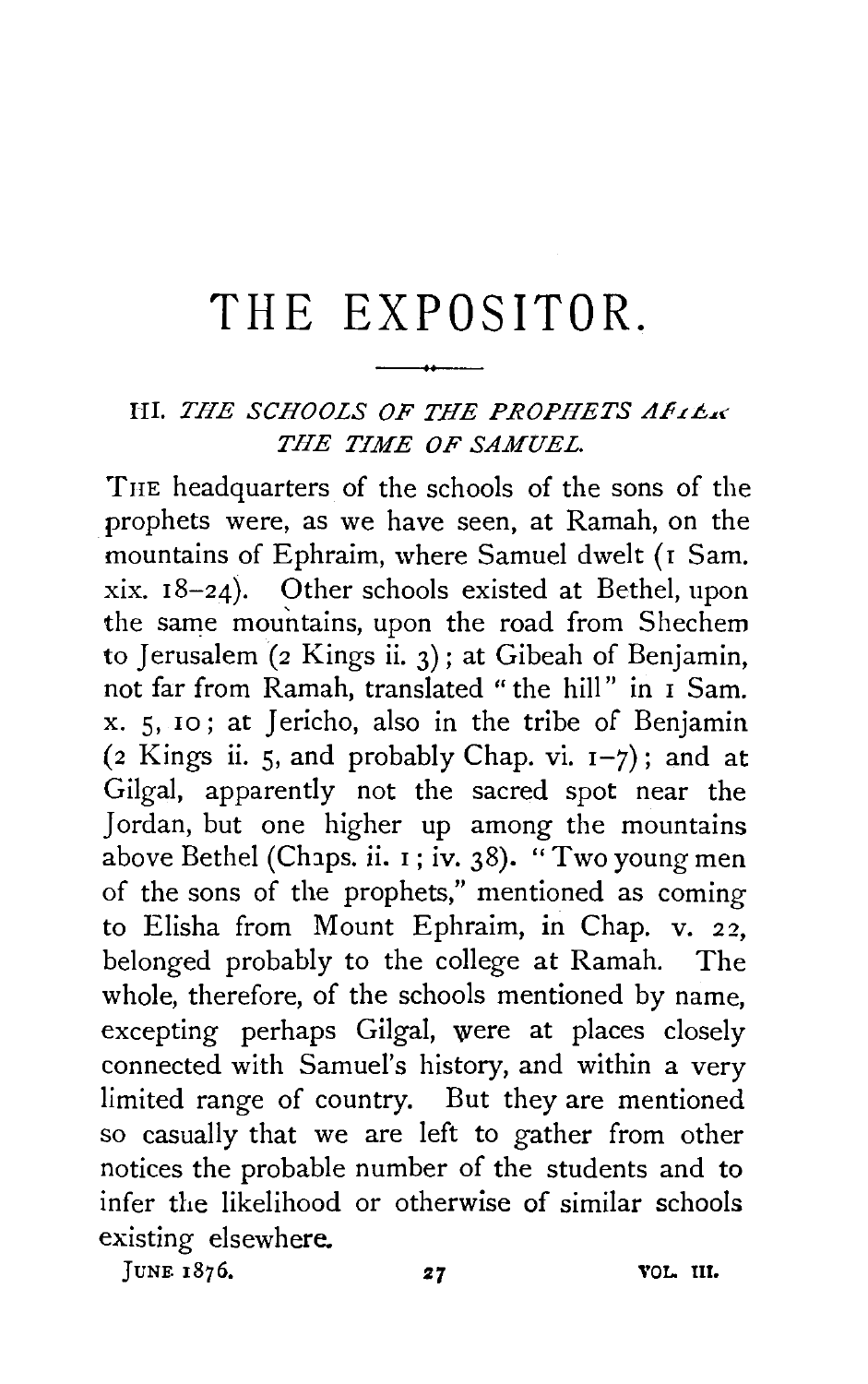# THE EXPOSITOR.

## III. *THE SCHOOLS OF THE PROPHETS AFTER THE TIME OF SAMUEL.*

THE headquarters of the schools of the sons of the prophets were, as we have seen, at Ramah, on the mountains of Ephraim, where Samuel dwelt (1 Sam. xix. 18–24). Other schools existed at Bethel, upon the same mountains, upon the road from Shechem to Jerusalem (2 Kings ii. 3); at Gibeah of Benjamin, not far from Ramah, translated "the hill" in 1 Sam. x. 5, 10; at Jericho, also in the tribe of Benjamin (2 Kings ii. 5, and probably Chap. vi. 1–7); and at Gilgal, apparently not the sacred spot near the Jordan, but one higher up among the mountains above Bethel (Chaps. ii. 1; iv. 38). "Two young men of the sons of the prophets," mentioned as coming to Elisha from Mount Ephraim, in Chap. v. 22, belonged probably to the college at Ramah. The whole, therefore, of the schools mentioned by name, excepting perhaps Gilgal, were at places closely connected with Samuel's history, and within a very limited range of country. But they are mentioned so casually that we are left to gather from other notices the probable number of the students and to infer the likelihood or otherwise of similar schools existing elsewhere.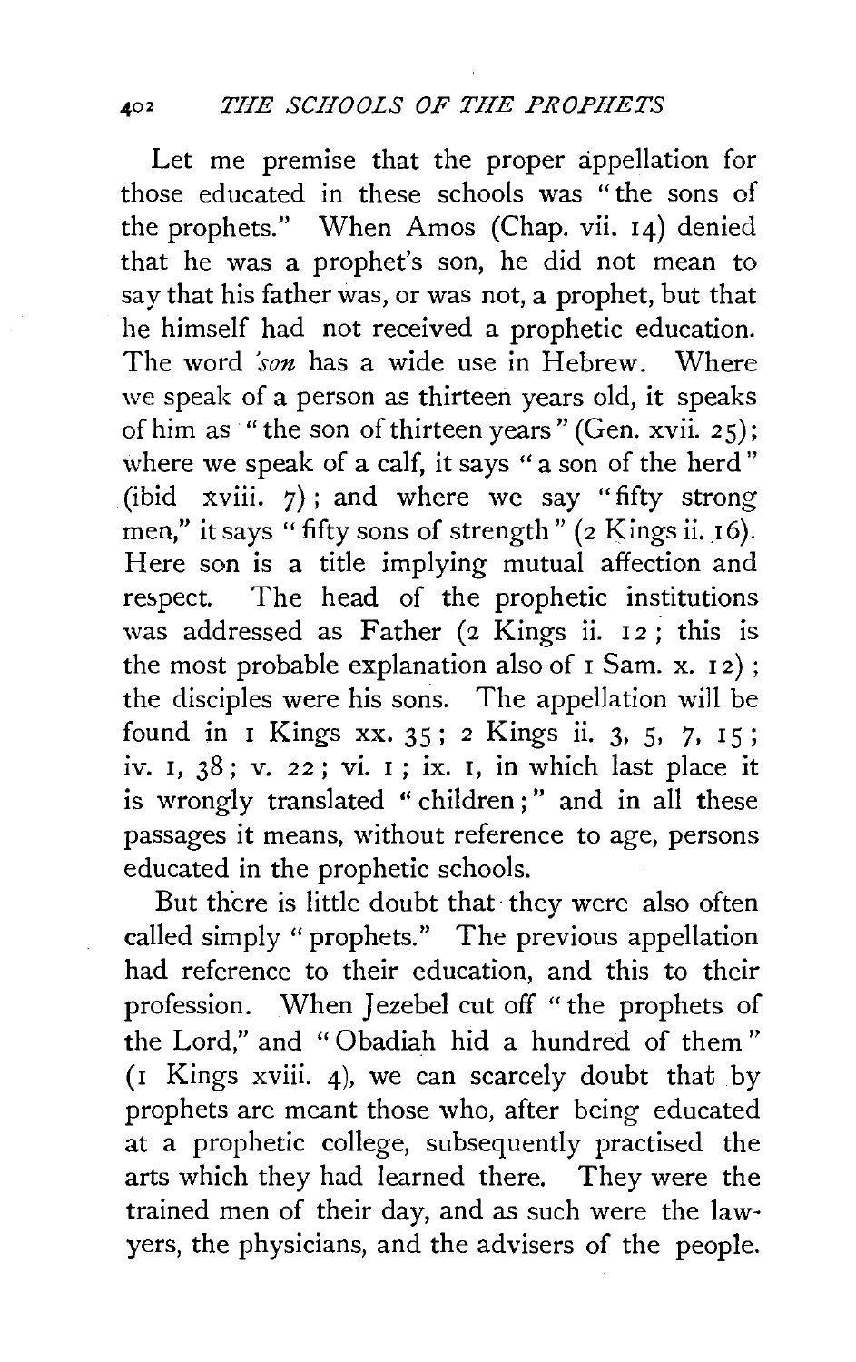Let me premise that the proper appellation for those educated in these schools was "the sons of the prophets." When Amos (Chap. vii. 14) denied that he was a prophet's son, he did not mean to say that his father was, or was not, a prophet, but that he himself had not received a prophetic education. The word *son* has a wide use in Hebrew. Where we speak of a person as thirteen years old, it speaks of him as "the son of thirteen years" (Gen. xvii. 25); where we speak of a calf, it says "a son of the herd" (ibid xviii. 7); and where we say "fifty strong men," it says "fifty sons of strength" (2 Kings ii. 16). Here son is a title implying mutual affection and respect. The head of the prophetic institutions was addressed as Father (2 Kings ii. 12; this is the most probable explanation also of 1 Sam. x. 12); the disciples were his sons. The appellation will be found in 1 Kings xx. 35; 2 Kings ii. 3, 5, 7, 15; iv. 1, 38; v. 22; vi. 1; ix. 1, in which last place it is wrongly translated "children;" and in all these passages it means, without reference to age, persons educated in the prophetic schools.

But there is little doubt that they were also often called simply "prophets." The previous appellation had reference to their education, and this to their profession. When Jezebel cut off "the prophets of the Lord," and "Obadiah hid a hundred of them" (1 Kings xviii. 4), we can scarcely doubt that by prophets are meant those who, after being educated at a prophetic college, subsequently practised the arts which they had learned there. They were the trained men of their day, and as such were the lawyers, the physicians, and the advisers of the people.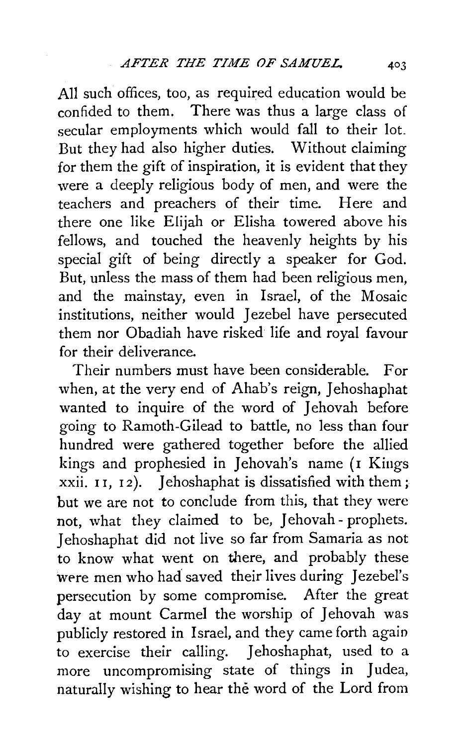All such offices, too, as required education would be confided to them. There was thus a large class of secular employments which would fall to their lot. But they had also higher duties. Without claiming for them the gift of inspiration, it is evident that they were a deeply religious body of men, and were the teachers and preachers of their time. Here and there one like Elijah or Elisha towered above his fellows, and touched the heavenly heights by his special gift of being directly a speaker for God. But, unless the mass of them had been religious men, and the mainstay, even in Israel, of the Mosaic institutions, neither would Jezebel have persecuted them nor Obadiah have risked life and royal favour for their deliverance.

Their numbers must have been considerable. For when, at the very end of Ahab's reign, Jehoshaphat wanted to inquire of the word of Jehovah before going to Ramoth-Gilead to battle, no less than four hundred were gathered together before the allied kings and prophesied in Jehovah's name (1 Kings xxii. 11, 12). Jehoshaphat is dissatisfied with them; but we are not to conclude from this, that they were not, what they claimed to be, Jehovah-prophets. Jehoshaphat did not live so far from Samaria as not to know what went on there, and probably these were men who had saved their lives during Jezebel's persecution by some compromise. After the great day at mount Carmel the worship of Jehovah was publicly restored in Israel, and they came forth again to exercise their calling. Jehoshaphat, used to a more uncompromising state of things in Judea, naturally wishing to hear the word of the Lord from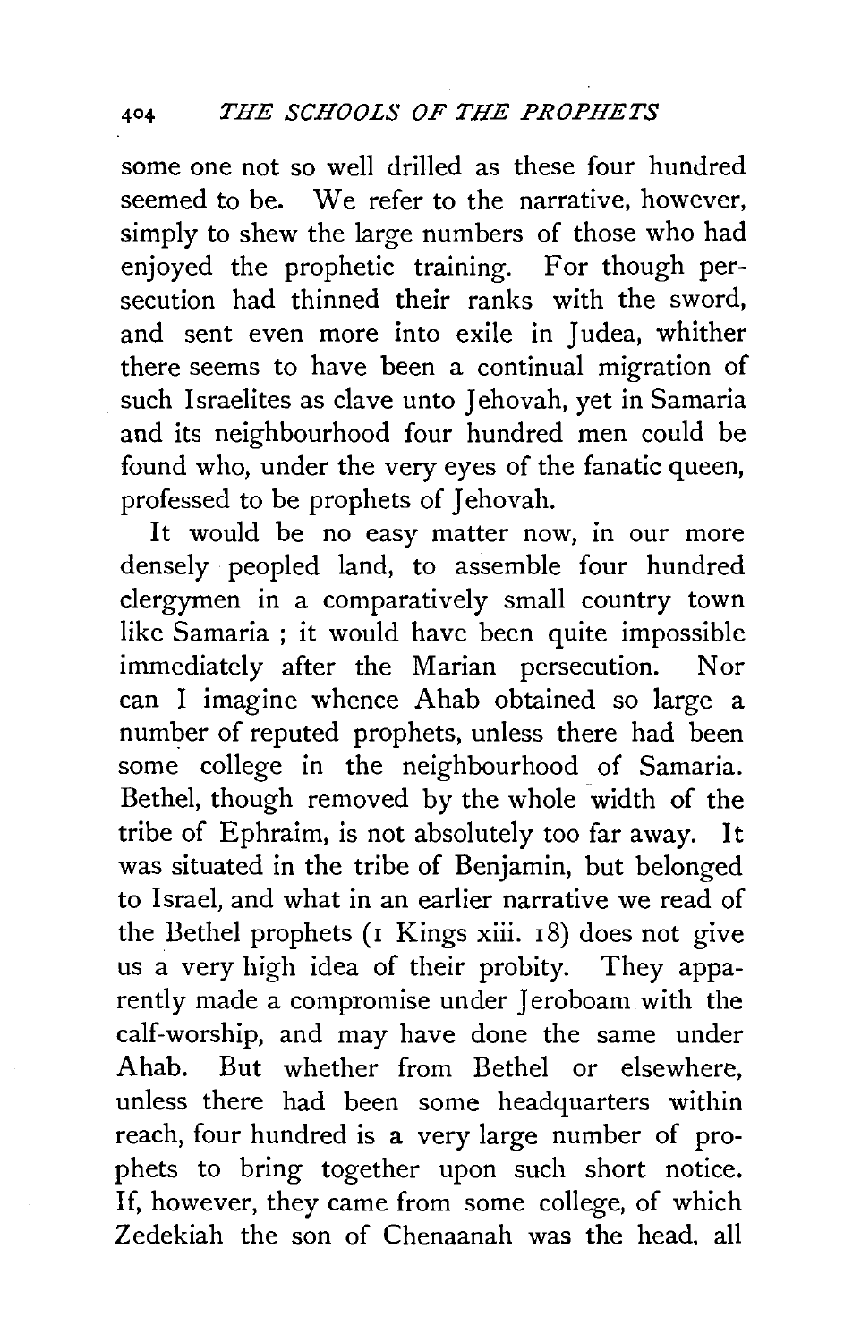some one not so well drilled as these four hundred seemed to be. We refer to the narrative, however, simply to shew the large numbers of those who had enjoyed the prophetic training. For though persecution had thinned their ranks with the sword, and sent even more into exile in Judea, whither there seems to have been a continual migration of such Israelites as clave unto Jehovah, yet in Samaria and its neighbourhood four hundred men could be found who, under the very eyes of the fanatic queen, professed to be prophets of Jehovah.

It would be no easy matter now, in our more densely peopled land, to assemble four hundred clergymen in a comparatively small country town like Samaria ; it would have been quite impossible immediately after the Marian persecution. Nor can I imagine whence Ahab obtained so large a number of reputed prophets, unless there had been some college in the neighbourhood of Samaria. Bethel, though removed by the whole width of the tribe of Ephraim, is not absolutely too far away. It was situated in the tribe of Benjamin, but belonged to Israel, and what in an earlier narrative we read of the Bethel prophets (1 Kings xiii. 18) does not give us a very high idea of their probity. They apparently made a compromise under Jeroboam with the calf-worship, and may have done the same under Ahab. But whether from Bethel or elsewhere, unless there had been some headquarters within reach, four hundred is a very large number of prophets to bring together upon such short notice. If, however, they came from some college, of which Zedekiah the son of Chenaanah was the head, all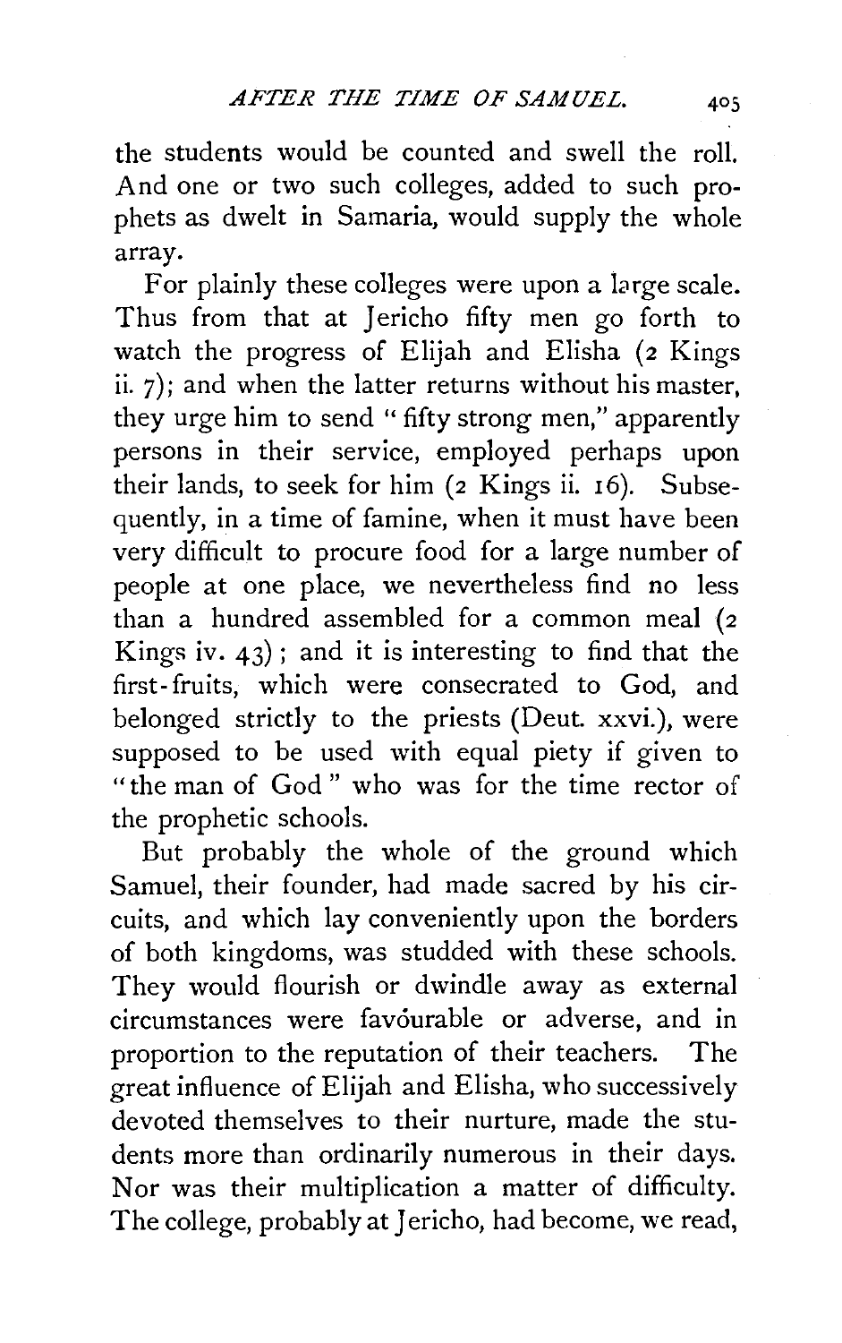the students would be counted and swell the roll. And one or two such colleges, added to such prophets as dwelt in Samaria, would supply the whole array.

For plainly these colleges were upon a large scale. Thus from that at Jericho fifty men go forth to watch the progress of Elijah and Elisha (2 Kings ii. 7); and when the latter returns without his master, they urge him to send "fifty strong men," apparently persons in their service, employed perhaps upon their lands, to seek for him (2 Kings ii. 16). Subsequently, in a time of famine, when it must have been very difficult to procure food for a large number of people at one place, we nevertheless find no less than a hundred assembled for a common meal (2 Kings iv. 43); and it is interesting to find that the first-fruits, which were consecrated to God, and belonged strictly to the priests (Deut. xxvi.), were supposed to be used with equal piety if given to "the man of God" who was for the time rector of the prophetic schools.

But probably the whole of the ground which Samuel, their founder, had made sacred by his circuits, and which lay conveniently upon the borders of both kingdoms, was studded with these schools. They would flourish or dwindle away as external circumstances were favourable or adverse, and in proportion to the reputation of their teachers. The great influence of Elijah and Elisha, who successively devoted themselves to their nurture, made the students more than ordinarily numerous in their days. Nor was their multiplication a matter of difficulty. The college, probably at Jericho, had become, we read,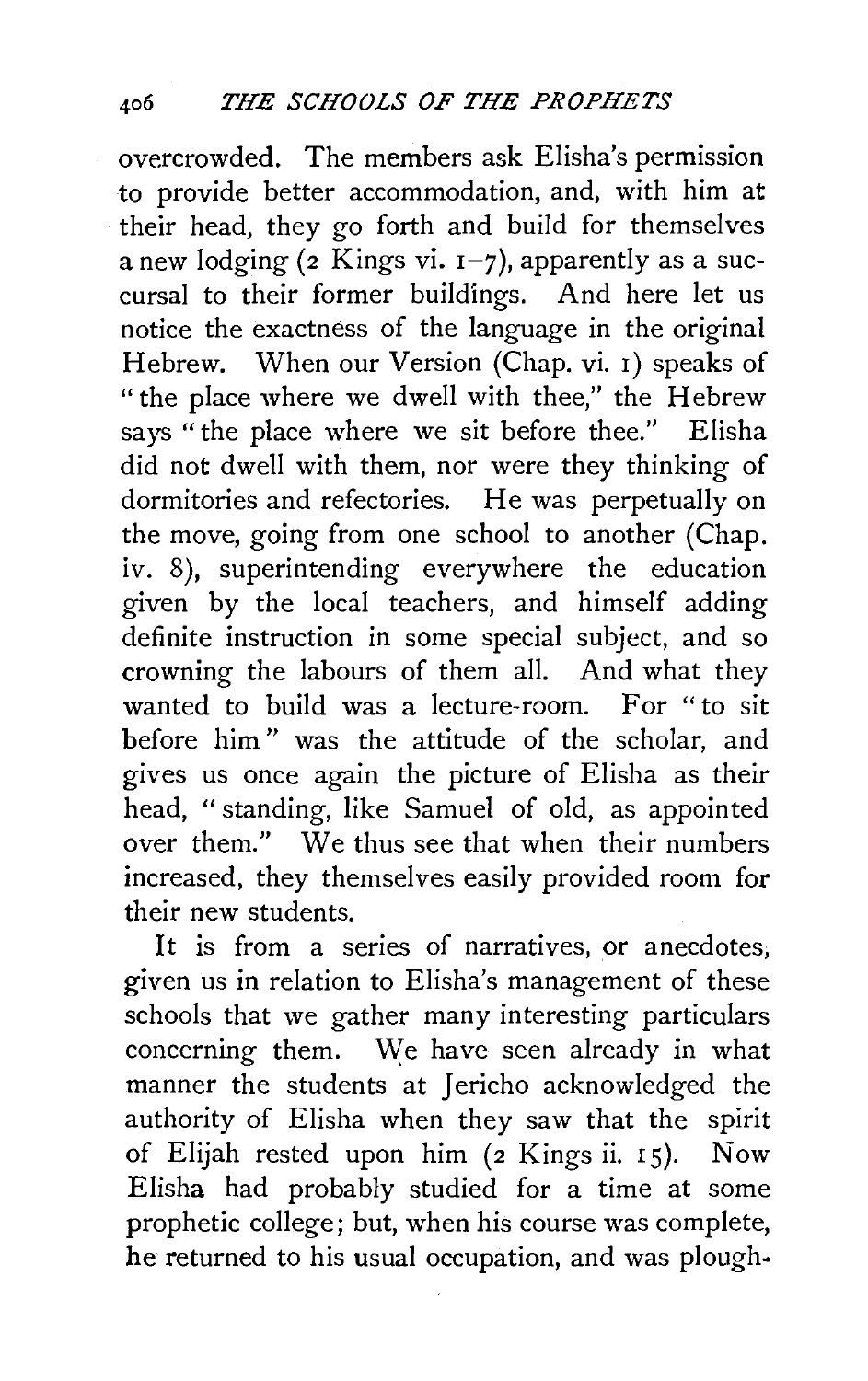overcrowded. The members ask Elisha's permission to provide better accommodation, and, with him at their head, they go forth and build for themselves a new lodging (2 Kings vi. 1–7), apparently as a succursal to their former buildings. And here let us notice the exactness of the language in the original Hebrew. When our Version (Chap. vi. 1) speaks of "the place where we dwell with thee," the Hebrew says "the place where we sit before thee." Elisha did not dwell with them, nor were they thinking of dormitories and refectories. He was perpetually on the move, going from one school to another (Chap. iv. 8), superintending everywhere the education given by the local teachers, and himself adding definite instruction in some special subject, and so crowning the labours of them all. And what they wanted to build was a lecture-room. For "to sit before him" was the attitude of the scholar, and gives us once again the picture of Elisha as their head, "standing, like Samuel of old, as appointed over them." We thus see that when their numbers increased, they themselves easily provided room for their new students.

It is from a series of narratives, or anecdotes, given us in relation to Elisha's management of these schools that we gather many interesting particulars concerning them. We have seen already in what manner the students at Jericho acknowledged the authority of Elisha when they saw that the spirit of Elijah rested upon him (2 Kings ii. 15). Now Elisha had probably studied for a time at some prophetic college; but, when his course was complete, he returned to his usual occupation, and was plough-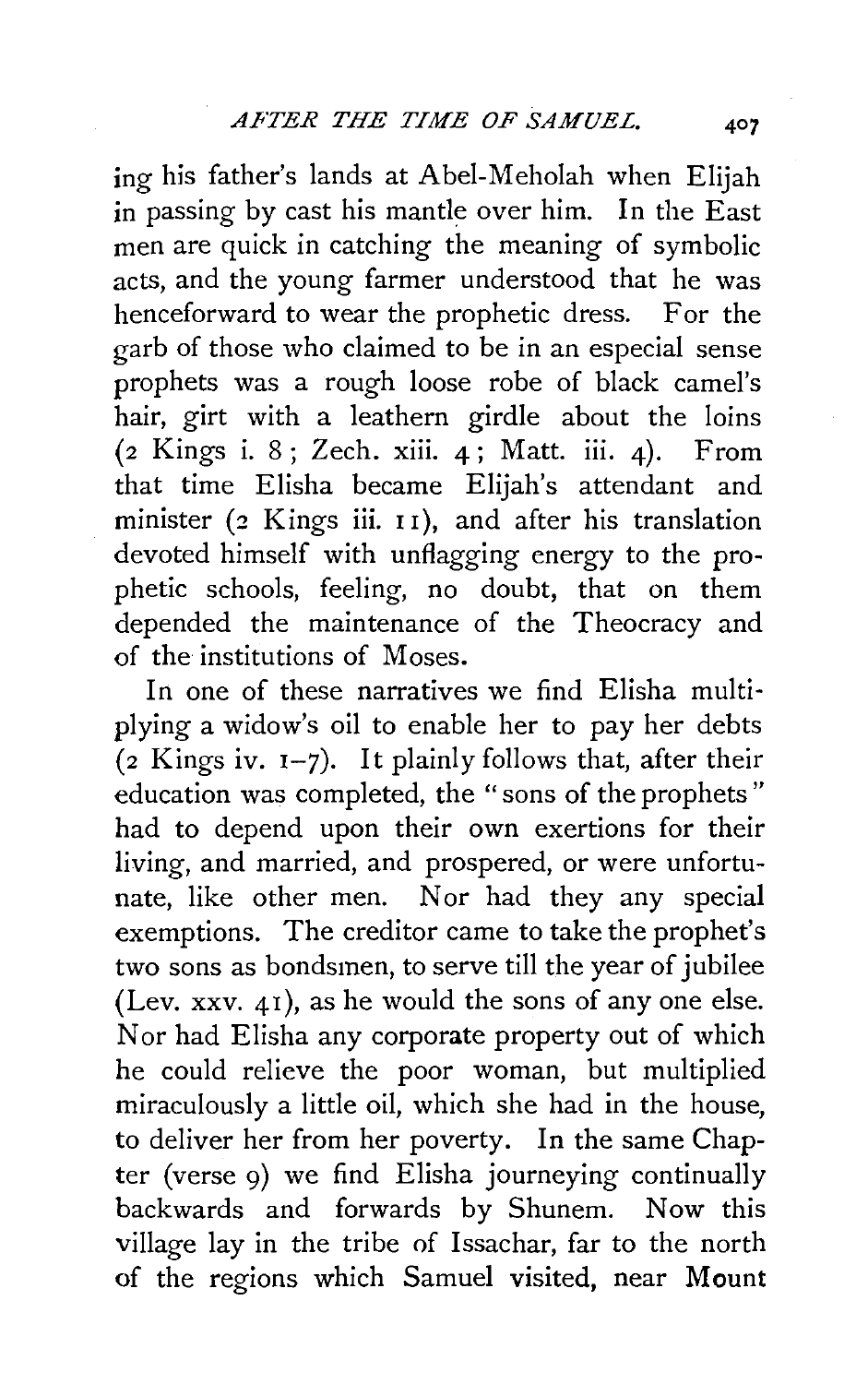ing his father's lands at Abel-Meholah when Elijah in passing by cast his mantle over him. In the East men are quick in catching the meaning of symbolic acts, and the young farmer understood that he was henceforward to wear the prophetic dress. For the garb of those who claimed to be in an especial sense prophets was a rough loose robe of black camel's hair, girt with a leathern girdle about the loins (2 Kings i. 8; Zech. xiii. 4; Matt. iii. 4). From that time Elisha became Elijah's attendant and minister (2 Kings iii. 11), and after his translation devoted himself with unflagging energy to the prophetic schools, feeling, no doubt, that on them depended the maintenance of the Theocracy and of the institutions of Moses.

In one of these narratives we find Elisha multiplying a widow's oil to enable her to pay her debts (2 Kings iv. 1–7). It plainly follows that, after their education was completed, the "sons of the prophets" had to depend upon their own exertions for their living, and married, and prospered, or were unfortunate, like other men. Nor had they any special exemptions. The creditor came to take the prophet's two sons as bondsmen, to serve till the year of jubilee (Lev. xxv. 41), as he would the sons of any one else. Nor had Elisha any corporate property out of which he could relieve the poor woman, but multiplied miraculously a little oil, which she had in the house, to deliver her from her poverty. In the same Chapter (verse 9) we find Elisha journeying continually backwards and forwards by Shunem. Now this village lay in the tribe of Issachar, far to the north of the regions which Samuel visited, near Mount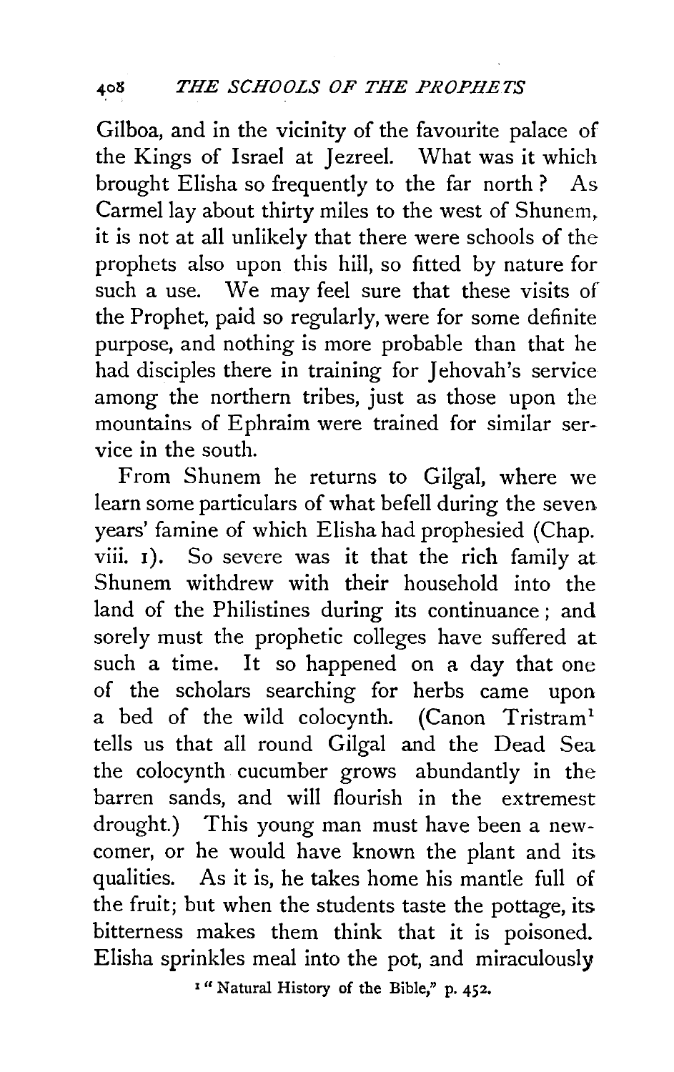Gilboa, and in the vicinity of the favourite palace of the Kings of Israel at Jezreel. What was it which brought Elisha so frequently to the far north? As Carmel lay about thirty miles to the west of Shunem, it is not at all unlikely that there were schools of the prophets also upon this hill, so fitted by nature for such a use. We may feel sure that these visits of the Prophet, paid so regularly, were for some definite purpose, and nothing is more probable than that he had disciples there in training for Jehovah's service among the northern tribes, just as those upon the mountains of Ephraim were trained for similar service in the south.

From Shunem he returns to Gilgal, where we learn some particulars of what befell during the seven years' famine of which Elisha had prophesied (Chap. viii. 1). So severe was it that the rich family at Shunem withdrew with their household into the land of the Philistines during its continuance; and sorely must the prophetic colleges have suffered at such a time. It so happened on a day that one of the scholars searching for herbs came upon a bed of the wild colocynth. (Canon Tristram[1] tells us that all round Gilgal and the Dead Sea the colocynth cucumber grows abundantly in the barren sands, and will flourish in the extremest drought.) This young man must have been a new-comer, or he would have known the plant and its qualities. As it is, he takes home his mantle full of the fruit; but when the students taste the pottage, its bitterness makes them think that it is poisoned. Elisha sprinkles meal into the pot, and miraculously

[1] "Natural History of the Bible," p. 452.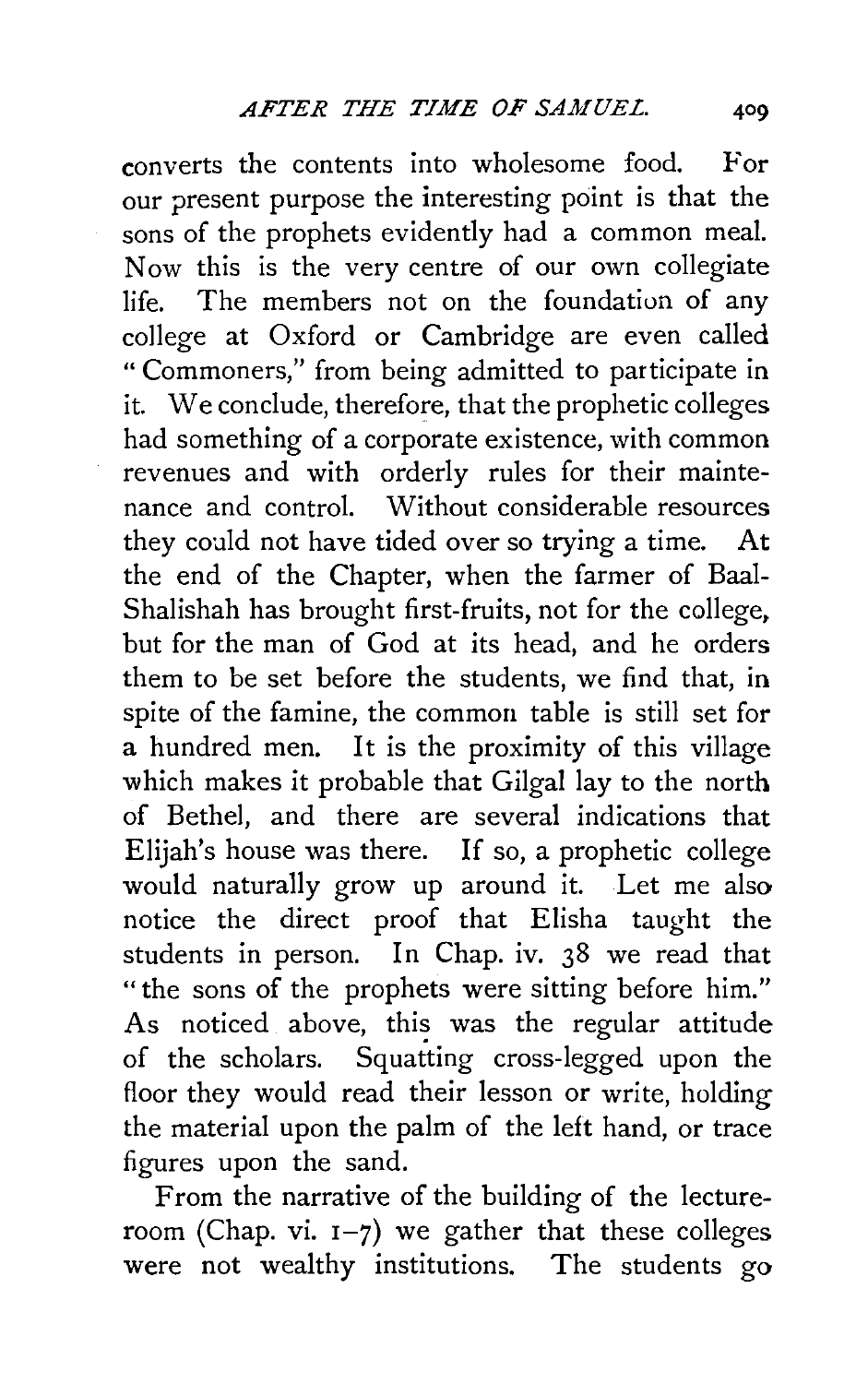converts the contents into wholesome food. For our present purpose the interesting point is that the sons of the prophets evidently had a common meal. Now this is the very centre of our own collegiate life. The members not on the foundation of any college at Oxford or Cambridge are even called "Commoners," from being admitted to participate in it. We conclude, therefore, that the prophetic colleges had something of a corporate existence, with common revenues and with orderly rules for their maintenance and control. Without considerable resources they could not have tided over so trying a time. At the end of the Chapter, when the farmer of Baal-Shalishah has brought first-fruits, not for the college, but for the man of God at its head, and he orders them to be set before the students, we find that, in spite of the famine, the common table is still set for a hundred men. It is the proximity of this village which makes it probable that Gilgal lay to the north of Bethel, and there are several indications that Elijah's house was there. If so, a prophetic college would naturally grow up around it. Let me also notice the direct proof that Elisha taught the students in person. In Chap. iv. 38 we read that "the sons of the prophets were sitting before him." As noticed above, this was the regular attitude of the scholars. Squatting cross-legged upon the floor they would read their lesson or write, holding the material upon the palm of the left hand, or trace figures upon the sand.

From the narrative of the building of the lecture-room (Chap. vi. 1–7) we gather that these colleges were not wealthy institutions. The students go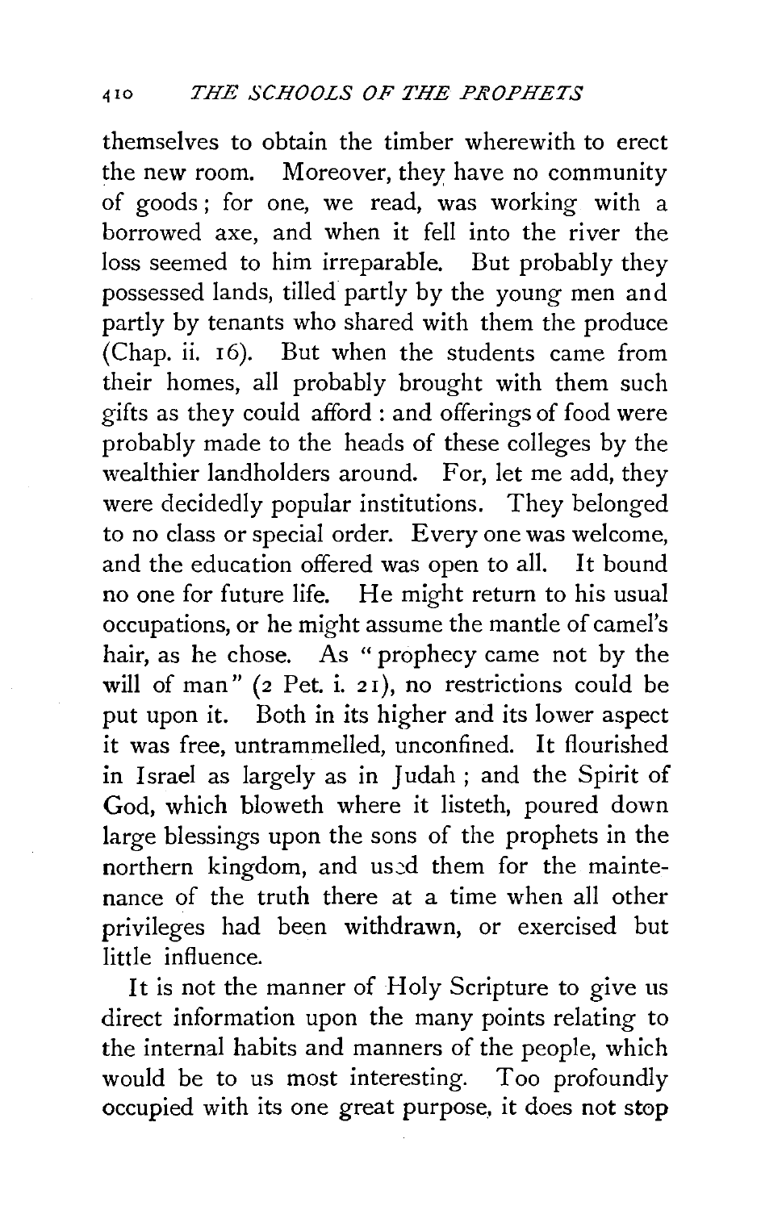themselves to obtain the timber wherewith to erect the new room. Moreover, they have no community of goods; for one, we read, was working with a borrowed axe, and when it fell into the river the loss seemed to him irreparable. But probably they possessed lands, tilled partly by the young men and partly by tenants who shared with them the produce (Chap. ii. 16). But when the students came from their homes, all probably brought with them such gifts as they could afford: and offerings of food were probably made to the heads of these colleges by the wealthier landholders around. For, let me add, they were decidedly popular institutions. They belonged to no class or special order. Every one was welcome, and the education offered was open to all. It bound no one for future life. He might return to his usual occupations, or he might assume the mantle of camel's hair, as he chose. As "prophecy came not by the will of man" (2 Pet. i. 21), no restrictions could be put upon it. Both in its higher and its lower aspect it was free, untrammelled, unconfined. It flourished in Israel as largely as in Judah; and the Spirit of God, which bloweth where it listeth, poured down large blessings upon the sons of the prophets in the northern kingdom, and used them for the maintenance of the truth there at a time when all other privileges had been withdrawn, or exercised but little influence.

It is not the manner of Holy Scripture to give us direct information upon the many points relating to the internal habits and manners of the people, which would be to us most interesting. Too profoundly occupied with its one great purpose, it does not stop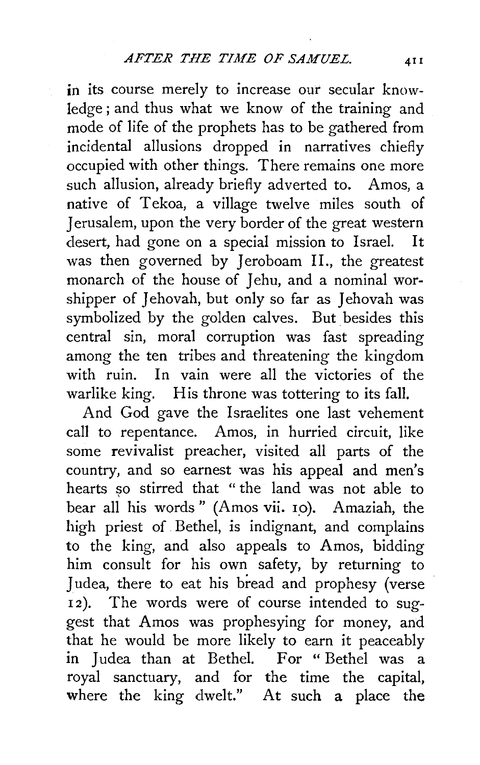in its course merely to increase our secular knowledge; and thus what we know of the training and mode of life of the prophets has to be gathered from incidental allusions dropped in narratives chiefly occupied with other things. There remains one more such allusion, already briefly adverted to. Amos, a native of Tekoa, a village twelve miles south of Jerusalem, upon the very border of the great western desert, had gone on a special mission to Israel. It was then governed by Jeroboam II., the greatest monarch of the house of Jehu, and a nominal worshipper of Jehovah, but only so far as Jehovah was symbolized by the golden calves. But besides this central sin, moral corruption was fast spreading among the ten tribes and threatening the kingdom with ruin. In vain were all the victories of the warlike king. His throne was tottering to its fall.

And God gave the Israelites one last vehement call to repentance. Amos, in hurried circuit, like some revivalist preacher, visited all parts of the country, and so earnest was his appeal and men's hearts so stirred that "the land was not able to bear all his words" (Amos vii. 10). Amaziah, the high priest of Bethel, is indignant, and complains to the king, and also appeals to Amos, bidding him consult for his own safety, by returning to Judea, there to eat his bread and prophesy (verse 12). The words were of course intended to suggest that Amos was prophesying for money, and that he would be more likely to earn it peaceably in Judea than at Bethel. For "Bethel was a royal sanctuary, and for the time the capital, where the king dwelt." At such a place the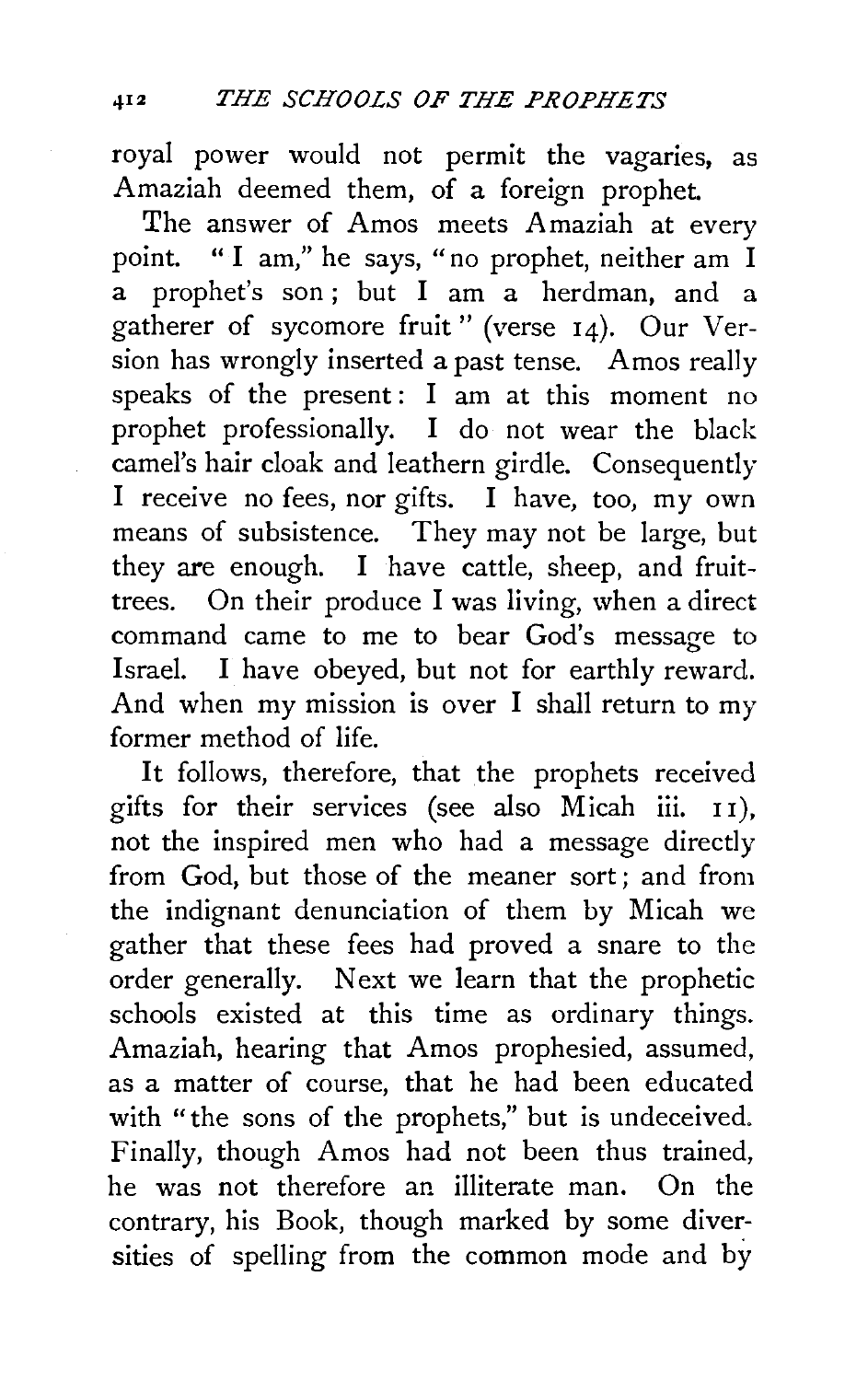royal power would not permit the vagaries, as Amaziah deemed them, of a foreign prophet.

The answer of Amos meets Amaziah at every point. "I am," he says, "no prophet, neither am I a prophet's son; but I am a herdman, and a gatherer of sycomore fruit" (verse 14). Our Version has wrongly inserted a past tense. Amos really speaks of the present: I am at this moment no prophet professionally. I do not wear the black camel's hair cloak and leathern girdle. Consequently I receive no fees, nor gifts. I have, too, my own means of subsistence. They may not be large, but they are enough. I have cattle, sheep, and fruit-trees. On their produce I was living, when a direct command came to me to bear God's message to Israel. I have obeyed, but not for earthly reward. And when my mission is over I shall return to my former method of life.

It follows, therefore, that the prophets received gifts for their services (see also Micah iii. 11), not the inspired men who had a message directly from God, but those of the meaner sort; and from the indignant denunciation of them by Micah we gather that these fees had proved a snare to the order generally. Next we learn that the prophetic schools existed at this time as ordinary things. Amaziah, hearing that Amos prophesied, assumed, as a matter of course, that he had been educated with "the sons of the prophets," but is undeceived. Finally, though Amos had not been thus trained, he was not therefore an illiterate man. On the contrary, his Book, though marked by some diversities of spelling from the common mode and by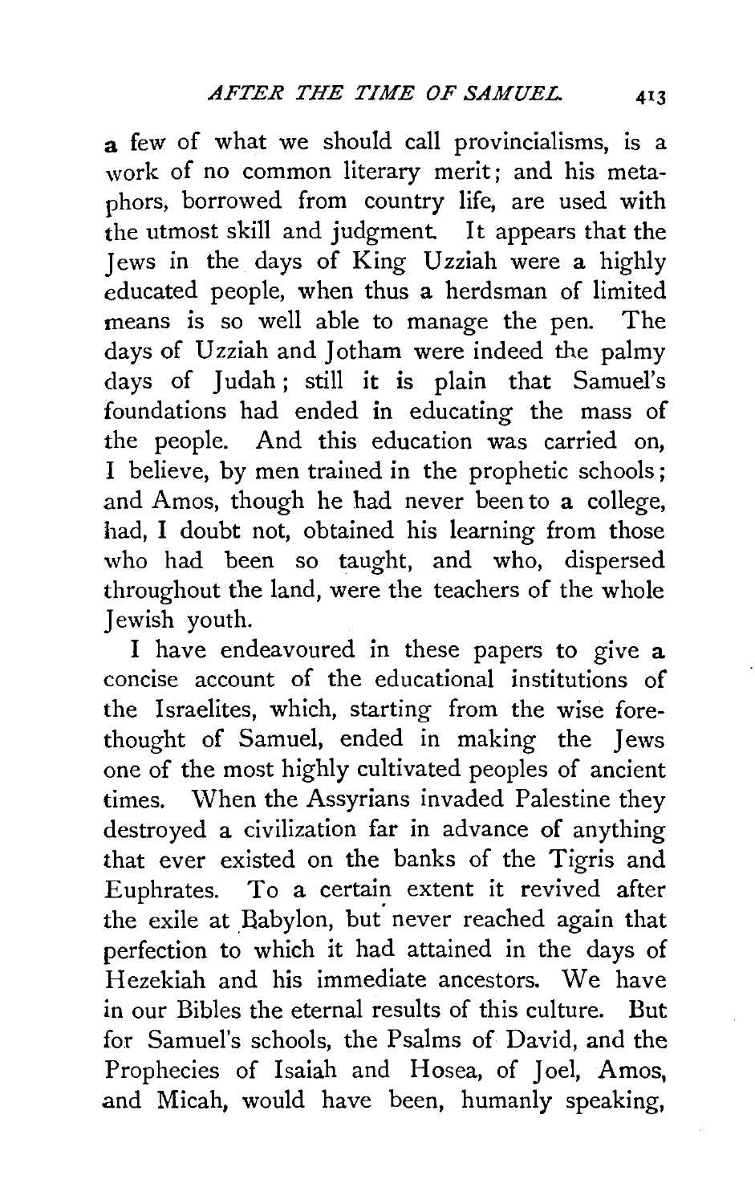a few of what we should call provincialisms, is a work of no common literary merit; and his metaphors, borrowed from country life, are used with the utmost skill and judgment. It appears that the Jews in the days of King Uzziah were a highly educated people, when thus a herdsman of limited means is so well able to manage the pen. The days of Uzziah and Jotham were indeed the palmy days of Judah; still it is plain that Samuel's foundations had ended in educating the mass of the people. And this education was carried on, I believe, by men trained in the prophetic schools; and Amos, though he had never been to a college, had, I doubt not, obtained his learning from those who had been so taught, and who, dispersed throughout the land, were the teachers of the whole Jewish youth.

I have endeavoured in these papers to give a concise account of the educational institutions of the Israelites, which, starting from the wise forethought of Samuel, ended in making the Jews one of the most highly cultivated peoples of ancient times. When the Assyrians invaded Palestine they destroyed a civilization far in advance of anything that ever existed on the banks of the Tigris and Euphrates. To a certain extent it revived after the exile at Babylon, but never reached again that perfection to which it had attained in the days of Hezekiah and his immediate ancestors. We have in our Bibles the eternal results of this culture. But for Samuel's schools, the Psalms of David, and the Prophecies of Isaiah and Hosea, of Joel, Amos, and Micah, would have been, humanly speaking,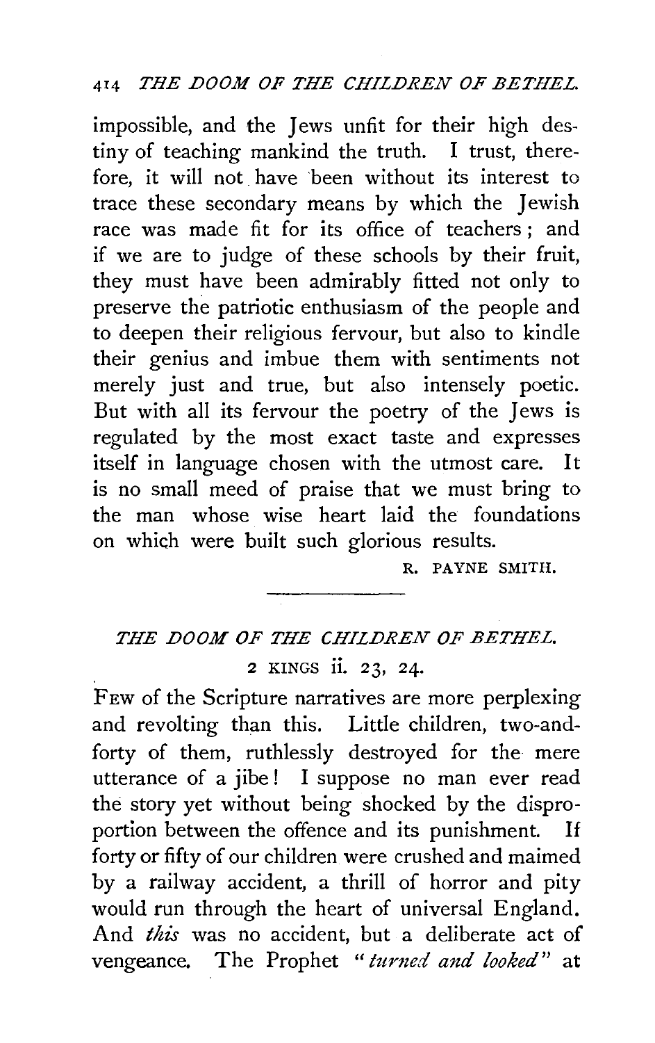impossible, and the Jews unfit for their high destiny of teaching mankind the truth. I trust, therefore, it will not have been without its interest to trace these secondary means by which the Jewish race was made fit for its office of teachers; and if we are to judge of these schools by their fruit, they must have been admirably fitted not only to preserve the patriotic enthusiasm of the people and to deepen their religious fervour, but also to kindle their genius and imbue them with sentiments not merely just and true, but also intensely poetic. But with all its fervour the poetry of the Jews is regulated by the most exact taste and expresses itself in language chosen with the utmost care. It is no small meed of praise that we must bring to the man whose wise heart laid the foundations on which were built such glorious results.

R. PAYNE SMITH.

---

## *THE DOOM OF THE CHILDREN OF BETHEL.*

### 2 KINGS ii. 23, 24.

FEW of the Scripture narratives are more perplexing and revolting than this. Little children, two-and-forty of them, ruthlessly destroyed for the mere utterance of a jibe! I suppose no man ever read the story yet without being shocked by the disproportion between the offence and its punishment. If forty or fifty of our children were crushed and maimed by a railway accident, a thrill of horror and pity would run through the heart of universal England. And *this* was no accident, but a deliberate act of vengeance. The Prophet "*turned and looked*" at